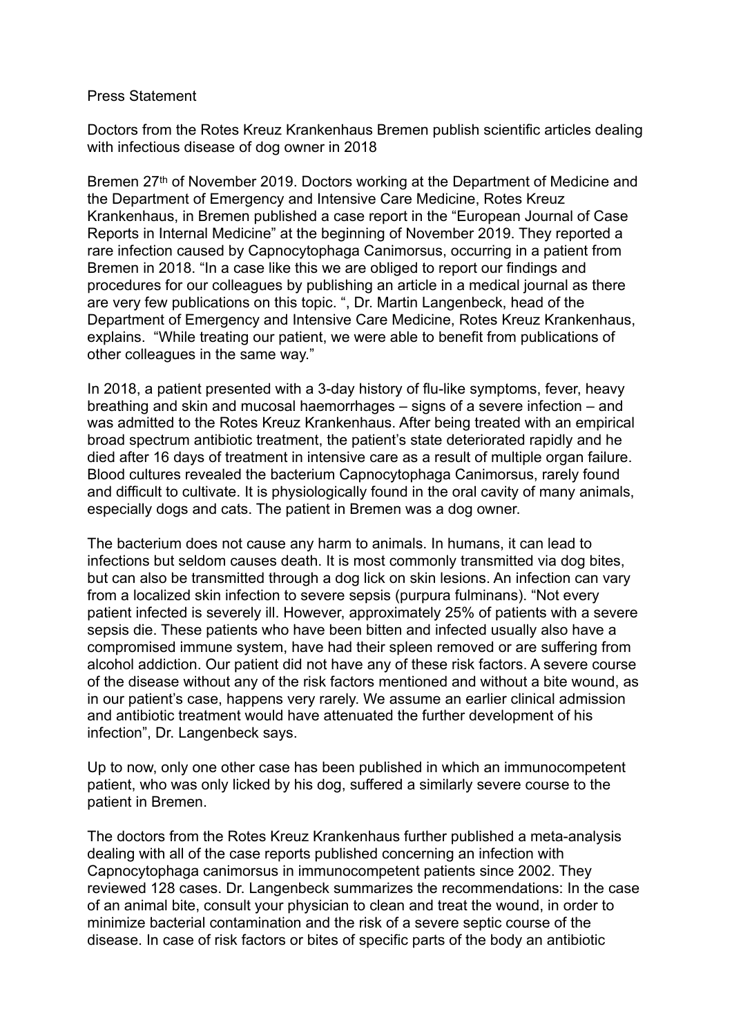Press Statement

Doctors from the Rotes Kreuz Krankenhaus Bremen publish scientific articles dealing with infectious disease of dog owner in 2018

Bremen 27th of November 2019. Doctors working at the Department of Medicine and the Department of Emergency and Intensive Care Medicine, Rotes Kreuz Krankenhaus, in Bremen published a case report in the “European Journal of Case Reports in Internal Medicine” at the beginning of November 2019. They reported a rare infection caused by Capnocytophaga Canimorsus, occurring in a patient from Bremen in 2018. “In a case like this we are obliged to report our findings and procedures for our colleagues by publishing an article in a medical journal as there are very few publications on this topic. “, Dr. Martin Langenbeck, head of the Department of Emergency and Intensive Care Medicine, Rotes Kreuz Krankenhaus, explains. “While treating our patient, we were able to benefit from publications of other colleagues in the same way.”

In 2018, a patient presented with a 3-day history of flu-like symptoms, fever, heavy breathing and skin and mucosal haemorrhages – signs of a severe infection – and was admitted to the Rotes Kreuz Krankenhaus. After being treated with an empirical broad spectrum antibiotic treatment, the patient’s state deteriorated rapidly and he died after 16 days of treatment in intensive care as a result of multiple organ failure. Blood cultures revealed the bacterium Capnocytophaga Canimorsus, rarely found and difficult to cultivate. It is physiologically found in the oral cavity of many animals, especially dogs and cats. The patient in Bremen was a dog owner.

The bacterium does not cause any harm to animals. In humans, it can lead to infections but seldom causes death. It is most commonly transmitted via dog bites, but can also be transmitted through a dog lick on skin lesions. An infection can vary from a localized skin infection to severe sepsis (purpura fulminans). “Not every patient infected is severely ill. However, approximately 25% of patients with a severe sepsis die. These patients who have been bitten and infected usually also have a compromised immune system, have had their spleen removed or are suffering from alcohol addiction. Our patient did not have any of these risk factors. A severe course of the disease without any of the risk factors mentioned and without a bite wound, as in our patient’s case, happens very rarely. We assume an earlier clinical admission and antibiotic treatment would have attenuated the further development of his infection”, Dr. Langenbeck says.

Up to now, only one other case has been published in which an immunocompetent patient, who was only licked by his dog, suffered a similarly severe course to the patient in Bremen.

The doctors from the Rotes Kreuz Krankenhaus further published a meta-analysis dealing with all of the case reports published concerning an infection with Capnocytophaga canimorsus in immunocompetent patients since 2002. They reviewed 128 cases. Dr. Langenbeck summarizes the recommendations: In the case of an animal bite, consult your physician to clean and treat the wound, in order to minimize bacterial contamination and the risk of a severe septic course of the disease. In case of risk factors or bites of specific parts of the body an antibiotic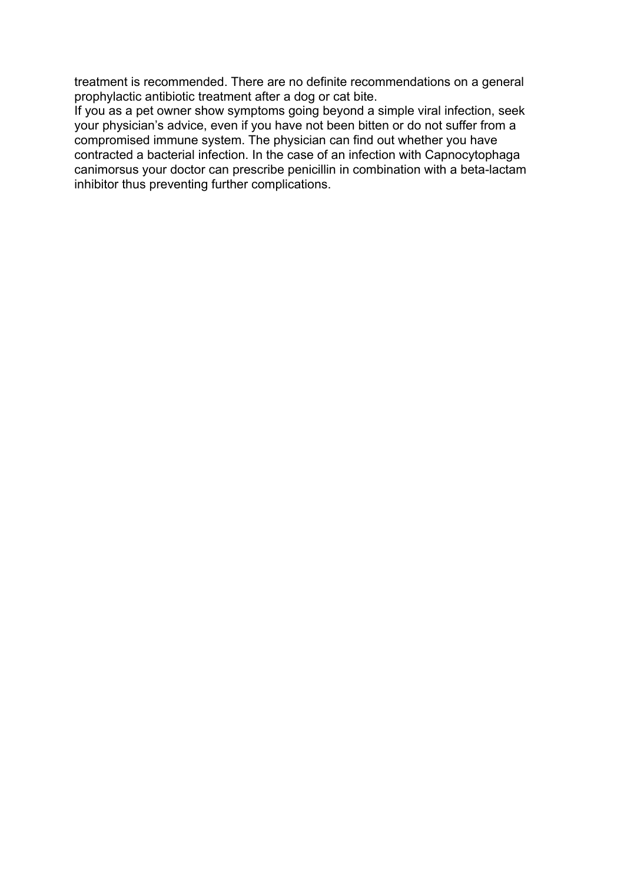treatment is recommended. There are no definite recommendations on a general prophylactic antibiotic treatment after a dog or cat bite.

If you as a pet owner show symptoms going beyond a simple viral infection, seek your physician's advice, even if you have not been bitten or do not suffer from a compromised immune system. The physician can find out whether you have contracted a bacterial infection. In the case of an infection with Capnocytophaga canimorsus your doctor can prescribe penicillin in combination with a beta-lactam inhibitor thus preventing further complications.